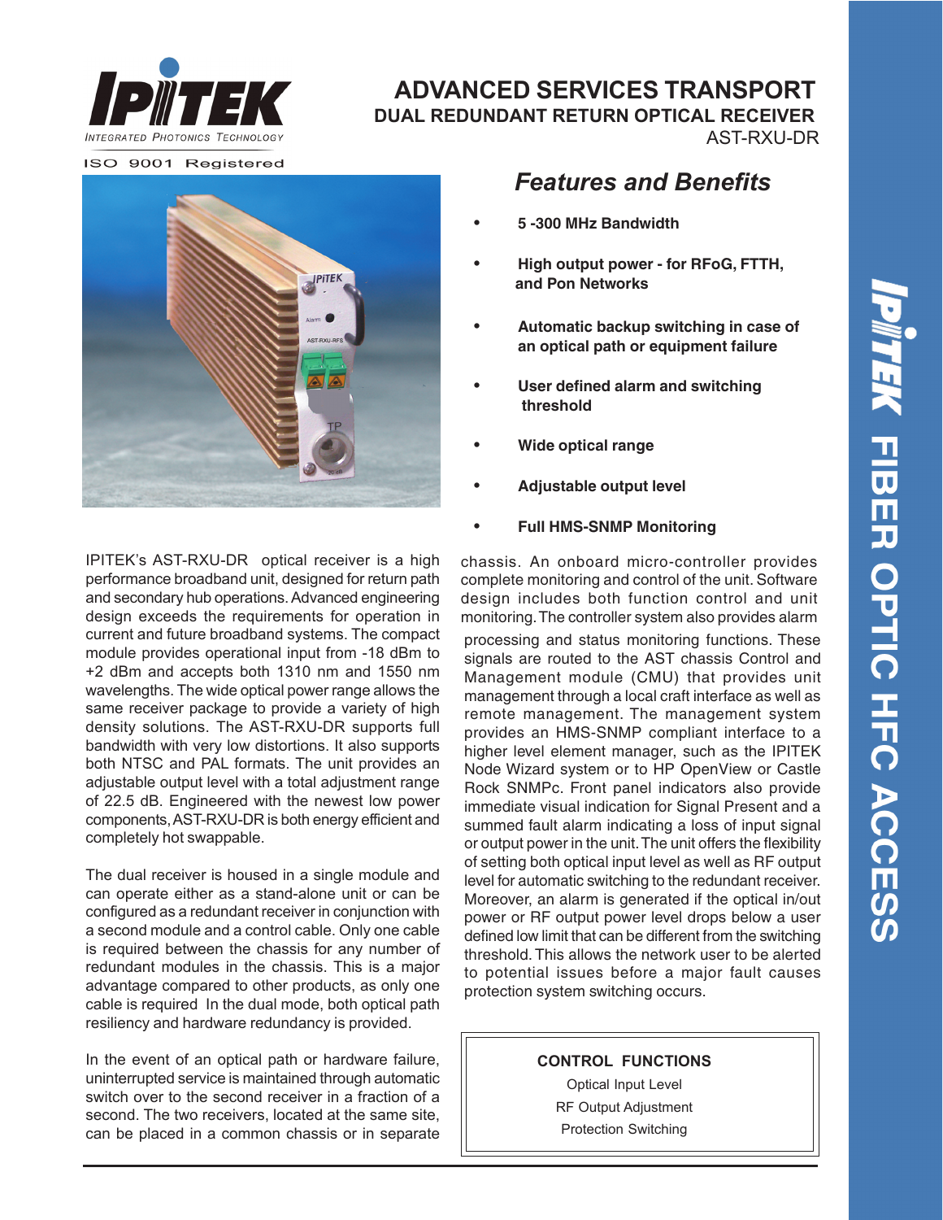# ADVANCED SERVICES TRANSPORT

## DUAL REDUNDANT RETURN OPTICAL RECEIVER

AST-RXU-DR

IPITEK
INTEGRATED PHOTONICS TECHNOLOGY

ISO 9001 Registered

## *Features and Benefits*

- **5 -300 MHz Bandwidth**
- **High output power - for RFoG, FTTH, and Pon Networks**
- **Automatic backup switching in case of an optical path or equipment failure**
- **User defined alarm and switching threshold**
- **Wide optical range**
- **Adjustable output level**
- **Full HMS-SNMP Monitoring**

IPITEK's AST-RXU-DR optical receiver is a high performance broadband unit, designed for return path and secondary hub operations. Advanced engineering design exceeds the requirements for operation in current and future broadband systems. The compact module provides operational input from -18 dBm to +2 dBm and accepts both 1310 nm and 1550 nm wavelengths. The wide optical power range allows the same receiver package to provide a variety of high density solutions. The AST-RXU-DR supports full bandwidth with very low distortions. It also supports both NTSC and PAL formats. The unit provides an adjustable output level with a total adjustment range of 22.5 dB. Engineered with the newest low power components, AST-RXU-DR is both energy efficient and completely hot swappable.

The dual receiver is housed in a single module and can operate either as a stand-alone unit or can be configured as a redundant receiver in conjunction with a second module and a control cable. Only one cable is required between the chassis for any number of redundant modules in the chassis. This is a major advantage compared to other products, as only one cable is required In the dual mode, both optical path resiliency and hardware redundancy is provided.

In the event of an optical path or hardware failure, uninterrupted service is maintained through automatic switch over to the second receiver in a fraction of a second. The two receivers, located at the same site, can be placed in a common chassis or in separate chassis. An onboard micro-controller provides complete monitoring and control of the unit. Software design includes both function control and unit monitoring. The controller system also provides alarm processing and status monitoring functions. These signals are routed to the AST chassis Control and Management module (CMU) that provides unit management through a local craft interface as well as remote management. The management system provides an HMS-SNMP compliant interface to a higher level element manager, such as the IPITEK Node Wizard system or to HP OpenView or Castle Rock SNMPc. Front panel indicators also provide immediate visual indication for Signal Present and a summed fault alarm indicating a loss of input signal or output power in the unit. The unit offers the flexibility of setting both optical input level as well as RF output level for automatic switching to the redundant receiver. Moreover, an alarm is generated if the optical in/out power or RF output power level drops below a user defined low limit that can be different from the switching threshold. This allows the network user to be alerted to potential issues before a major fault causes protection system switching occurs.

**CONTROL FUNCTIONS**

Optical Input Level

RF Output Adjustment

Protection Switching

IPITEK FIBER OPTIC HFC ACCESS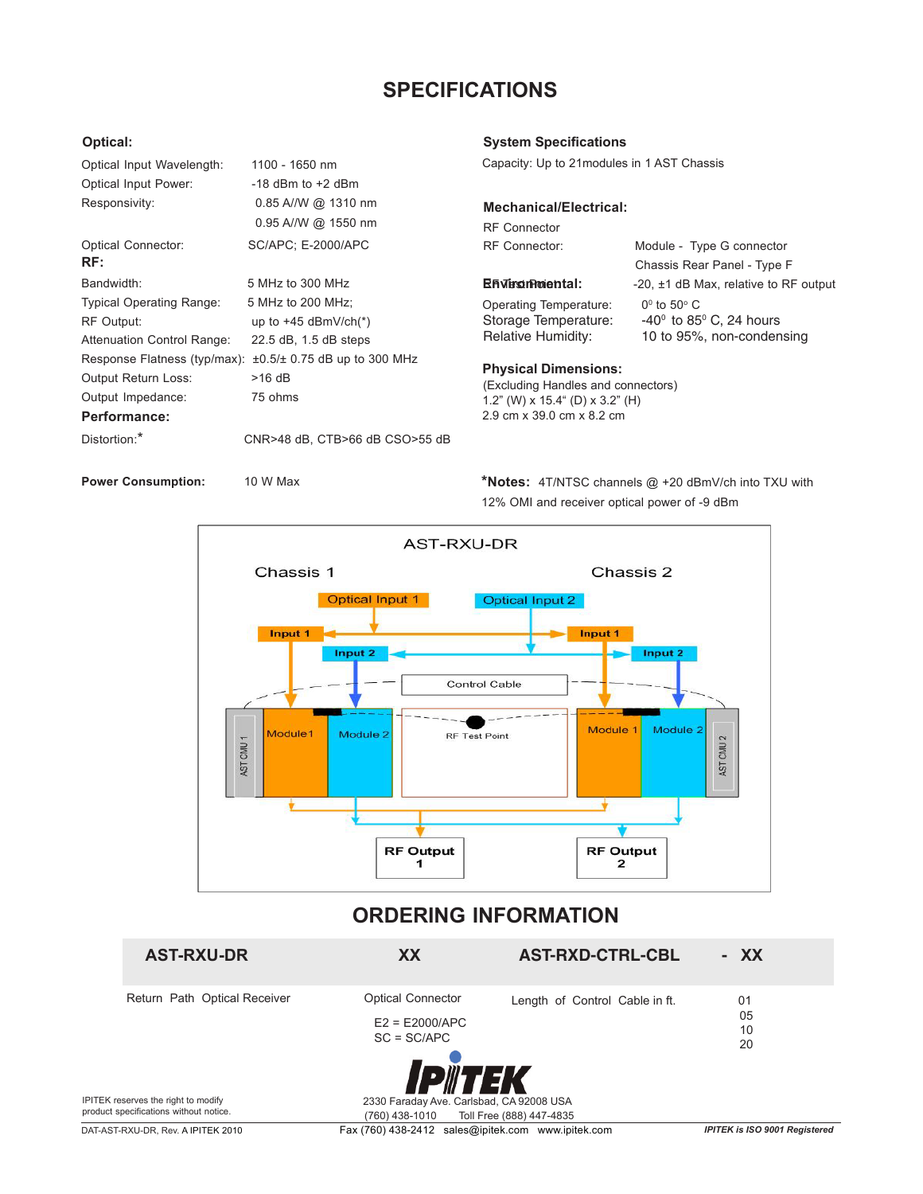# SPECIFICATIONS

**Optical:**

| | |
|---|---|
| Optical Input Wavelength: | 1100 - 1650 nm |
| Optical Input Power: | -18 dBm to +2 dBm |
| Responsivity: | 0.85 A/W @ 1310 nm |
| | 0.95 A/W @ 1550 nm |
| Optical Connector: | SC/APC; E-2000/APC |

**RF:**

| | |
|---|---|
| Bandwidth: | 5 MHz to 300 MHz |
| Typical Operating Range: | 5 MHz to 200 MHz; |
| RF Output: | up to +45 dBmV/ch(*) |
| Attenuation Control Range: | 22.5 dB, 1.5 dB steps |
| Response Flatness (typ/max): | ±0.5/± 0.75 dB up to 300 MHz |
| Output Return Loss: | >16 dB |
| Output Impedance: | 75 ohms |

**Performance:**

| | |
|---|---|
| Distortion:* | CNR>48 dB, CTB>66 dB CSO>55 dB |

**Power Consumption:** 10 W Max

**System Specifications**

Capacity: Up to 21modules in 1 AST Chassis

**Mechanical/Electrical:**

| | |
|---|---|
| RF Connector | |
| RF Connector: | Module - Type G connector |
| | Chassis Rear Panel - Type F |
| RF Test Point: | -20, ±1 dB Max, relative to RF output |

**Environmental:**

| | |
|---|---|
| Operating Temperature: | 0° to 50° C |
| Storage Temperature: | -40° to 85° C, 24 hours |
| Relative Humidity: | 10 to 95%, non-condensing |

**Physical Dimensions:**

(Excluding Handles and connectors)
1.2" (W) x 15.4" (D) x 3.2" (H)
2.9 cm x 39.0 cm x 8.2 cm

***Notes:** 4T/NTSC channels @ +20 dBmV/ch into TXU with 12% OMI and receiver optical power of -9 dBm

AST-RXU-DR

Chassis 1
Chassis 2
Optical Input 1
Optical Input 2
Input 1
Input 2
Input 1
Input 2
Control Cable
AST CMU 1
Module1
Module 2
RF Test Point
Module 1
Module 2
AST CMU 2
RF Output 1
RF Output 2

# ORDERING INFORMATION

| AST-RXU-DR | XX | AST-RXD-CTRL-CBL | - XX |
|---|---|---|---|
| Return Path Optical Receiver | Optical Connector<br>E2 = E2000/APC<br>SC = SC/APC | Length of Control Cable in ft. | 01<br>05<br>10<br>20 |

IPITEK reserves the right to modify product specifications without notice.

IPITEK

2330 Faraday Ave. Carlsbad, CA 92008 USA
(760) 438-1010 Toll Free (888) 447-4835
Fax (760) 438-2412 sales@ipitek.com www.ipitek.com

DAT-AST-RXU-DR, Rev. A IPITEK 2010

*IPITEK is ISO 9001 Registered*